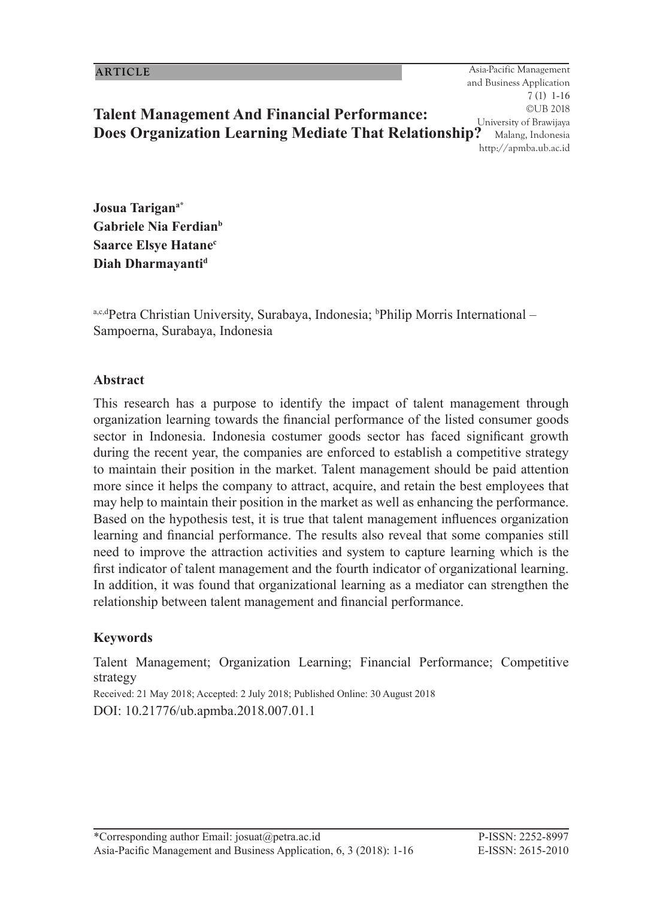ARTICLE

# Talent Management And Financial Performance: Does Organization Learning Mediate That Relationship?

**Josua Tarigan[a*]**
**Gabriele Nia Ferdian[b]**
**Saarce Elsye Hatane[c]**
**Diah Dharmayanti[d]**

[a,c,d]Petra Christian University, Surabaya, Indonesia; [b]Philip Morris International – Sampoerna, Surabaya, Indonesia

## Abstract

This research has a purpose to identify the impact of talent management through organization learning towards the financial performance of the listed consumer goods sector in Indonesia. Indonesia costumer goods sector has faced significant growth during the recent year, the companies are enforced to establish a competitive strategy to maintain their position in the market. Talent management should be paid attention more since it helps the company to attract, acquire, and retain the best employees that may help to maintain their position in the market as well as enhancing the performance. Based on the hypothesis test, it is true that talent management influences organization learning and financial performance. The results also reveal that some companies still need to improve the attraction activities and system to capture learning which is the first indicator of talent management and the fourth indicator of organizational learning. In addition, it was found that organizational learning as a mediator can strengthen the relationship between talent management and financial performance.

## Keywords

Talent Management; Organization Learning; Financial Performance; Competitive strategy

Received: 21 May 2018; Accepted: 2 July 2018; Published Online: 30 August 2018

DOI: 10.21776/ub.apmba.2018.007.01.1

*Corresponding author Email: josuat@petra.ac.id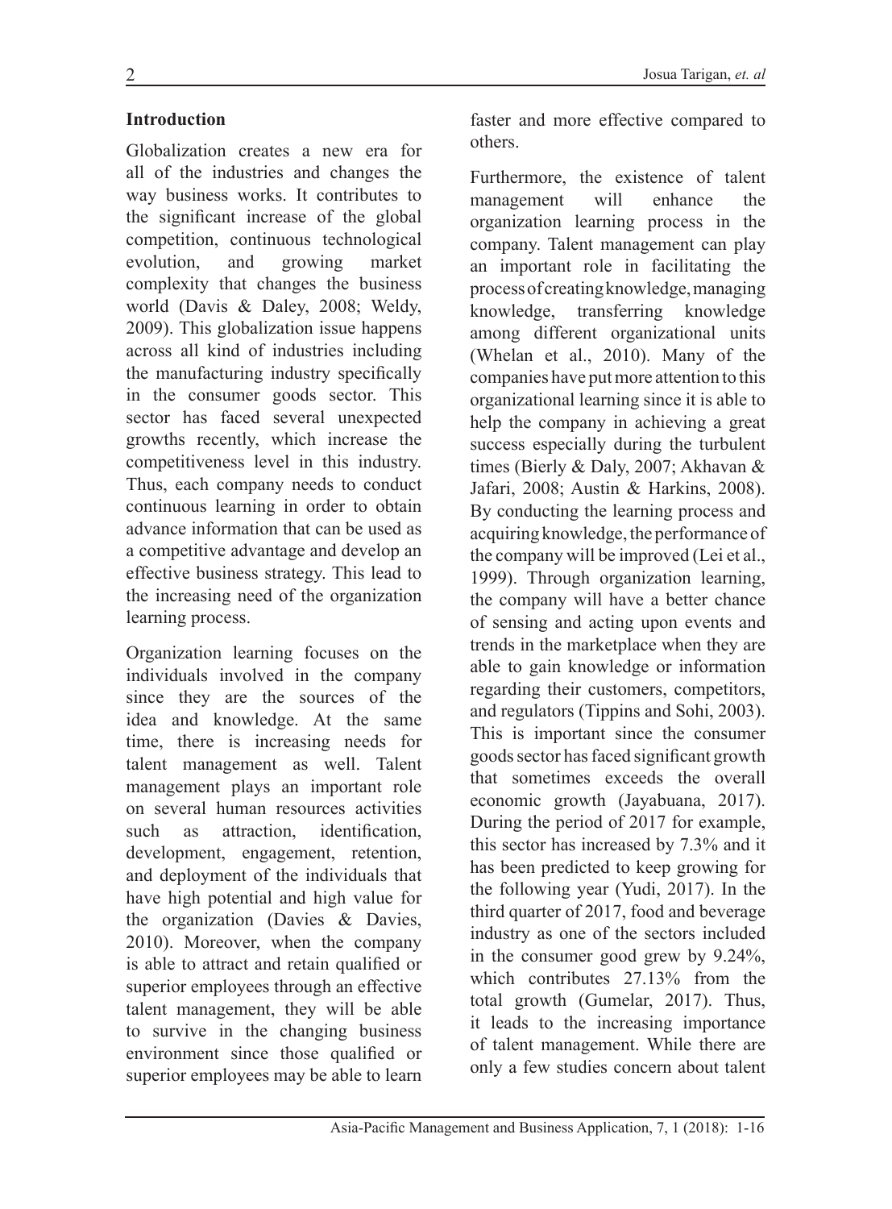## Introduction

Globalization creates a new era for all of the industries and changes the way business works. It contributes to the significant increase of the global competition, continuous technological evolution, and growing market complexity that changes the business world (Davis & Daley, 2008; Weldy, 2009). This globalization issue happens across all kind of industries including the manufacturing industry specifically in the consumer goods sector. This sector has faced several unexpected growths recently, which increase the competitiveness level in this industry. Thus, each company needs to conduct continuous learning in order to obtain advance information that can be used as a competitive advantage and develop an effective business strategy. This lead to the increasing need of the organization learning process.

Organization learning focuses on the individuals involved in the company since they are the sources of the idea and knowledge. At the same time, there is increasing needs for talent management as well. Talent management plays an important role on several human resources activities such as attraction, identification, development, engagement, retention, and deployment of the individuals that have high potential and high value for the organization (Davies & Davies, 2010). Moreover, when the company is able to attract and retain qualified or superior employees through an effective talent management, they will be able to survive in the changing business environment since those qualified or superior employees may be able to learn faster and more effective compared to others.

Furthermore, the existence of talent management will enhance the organization learning process in the company. Talent management can play an important role in facilitating the process of creating knowledge, managing knowledge, transferring knowledge among different organizational units (Whelan et al., 2010). Many of the companies have put more attention to this organizational learning since it is able to help the company in achieving a great success especially during the turbulent times (Bierly & Daly, 2007; Akhavan & Jafari, 2008; Austin & Harkins, 2008). By conducting the learning process and acquiring knowledge, the performance of the company will be improved (Lei et al., 1999). Through organization learning, the company will have a better chance of sensing and acting upon events and trends in the marketplace when they are able to gain knowledge or information regarding their customers, competitors, and regulators (Tippins and Sohi, 2003). This is important since the consumer goods sector has faced significant growth that sometimes exceeds the overall economic growth (Jayabuana, 2017). During the period of 2017 for example, this sector has increased by 7.3% and it has been predicted to keep growing for the following year (Yudi, 2017). In the third quarter of 2017, food and beverage industry as one of the sectors included in the consumer good grew by 9.24%, which contributes 27.13% from the total growth (Gumelar, 2017). Thus, it leads to the increasing importance of talent management. While there are only a few studies concern about talent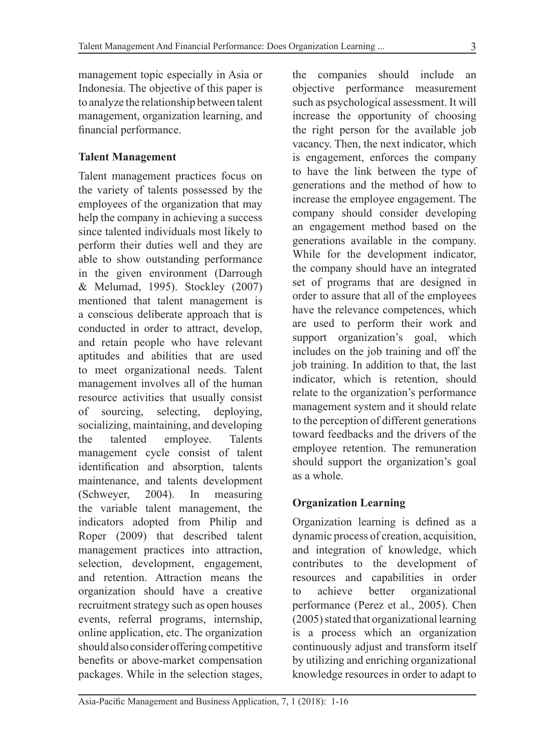management topic especially in Asia or Indonesia. The objective of this paper is to analyze the relationship between talent management, organization learning, and financial performance.

## Talent Management

Talent management practices focus on the variety of talents possessed by the employees of the organization that may help the company in achieving a success since talented individuals most likely to perform their duties well and they are able to show outstanding performance in the given environment (Darrough & Melumad, 1995). Stockley (2007) mentioned that talent management is a conscious deliberate approach that is conducted in order to attract, develop, and retain people who have relevant aptitudes and abilities that are used to meet organizational needs. Talent management involves all of the human resource activities that usually consist of sourcing, selecting, deploying, socializing, maintaining, and developing the talented employee. Talents management cycle consist of talent identification and absorption, talents maintenance, and talents development (Schweyer, 2004). In measuring the variable talent management, the indicators adopted from Philip and Roper (2009) that described talent management practices into attraction, selection, development, engagement, and retention. Attraction means the organization should have a creative recruitment strategy such as open houses events, referral programs, internship, online application, etc. The organization should also consider offering competitive benefits or above-market compensation packages. While in the selection stages, the companies should include an objective performance measurement such as psychological assessment. It will increase the opportunity of choosing the right person for the available job vacancy. Then, the next indicator, which is engagement, enforces the company to have the link between the type of generations and the method of how to increase the employee engagement. The company should consider developing an engagement method based on the generations available in the company. While for the development indicator, the company should have an integrated set of programs that are designed in order to assure that all of the employees have the relevance competences, which are used to perform their work and support organization's goal, which includes on the job training and off the job training. In addition to that, the last indicator, which is retention, should relate to the organization's performance management system and it should relate to the perception of different generations toward feedbacks and the drivers of the employee retention. The remuneration should support the organization's goal as a whole.

## Organization Learning

Organization learning is defined as a dynamic process of creation, acquisition, and integration of knowledge, which contributes to the development of resources and capabilities in order to achieve better organizational performance (Perez et al., 2005). Chen (2005) stated that organizational learning is a process which an organization continuously adjust and transform itself by utilizing and enriching organizational knowledge resources in order to adapt to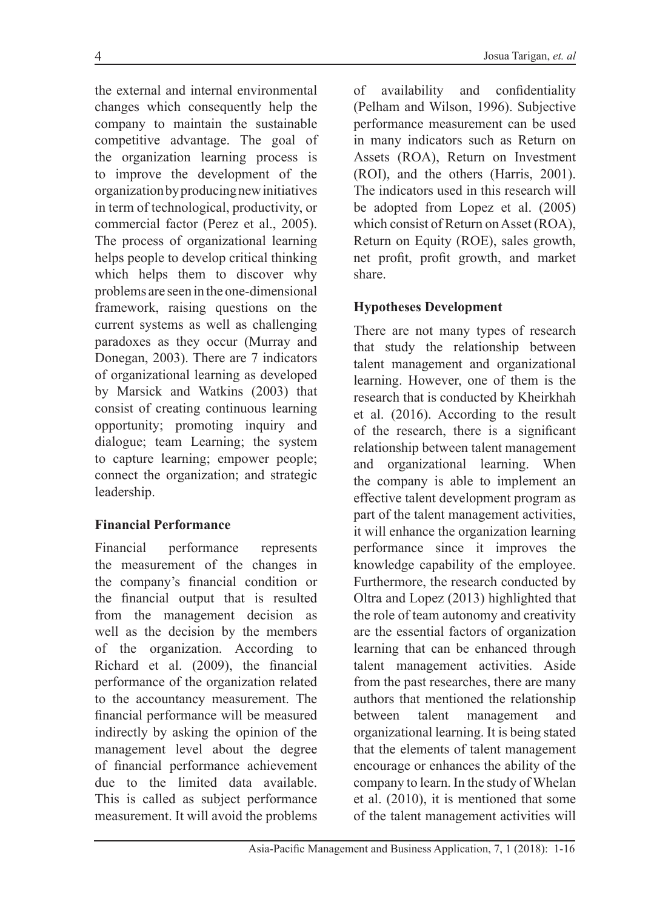the external and internal environmental changes which consequently help the company to maintain the sustainable competitive advantage. The goal of the organization learning process is to improve the development of the organization by producing new initiatives in term of technological, productivity, or commercial factor (Perez et al., 2005). The process of organizational learning helps people to develop critical thinking which helps them to discover why problems are seen in the one-dimensional framework, raising questions on the current systems as well as challenging paradoxes as they occur (Murray and Donegan, 2003). There are 7 indicators of organizational learning as developed by Marsick and Watkins (2003) that consist of creating continuous learning opportunity; promoting inquiry and dialogue; team Learning; the system to capture learning; empower people; connect the organization; and strategic leadership.

**Financial Performance**

Financial performance represents the measurement of the changes in the company's financial condition or the financial output that is resulted from the management decision as well as the decision by the members of the organization. According to Richard et al. (2009), the financial performance of the organization related to the accountancy measurement. The financial performance will be measured indirectly by asking the opinion of the management level about the degree of financial performance achievement due to the limited data available. This is called as subject performance measurement. It will avoid the problems of availability and confidentiality (Pelham and Wilson, 1996). Subjective performance measurement can be used in many indicators such as Return on Assets (ROA), Return on Investment (ROI), and the others (Harris, 2001). The indicators used in this research will be adopted from Lopez et al. (2005) which consist of Return on Asset (ROA), Return on Equity (ROE), sales growth, net profit, profit growth, and market share.

**Hypotheses Development**

There are not many types of research that study the relationship between talent management and organizational learning. However, one of them is the research that is conducted by Kheirkhah et al. (2016). According to the result of the research, there is a significant relationship between talent management and organizational learning. When the company is able to implement an effective talent development program as part of the talent management activities, it will enhance the organization learning performance since it improves the knowledge capability of the employee. Furthermore, the research conducted by Oltra and Lopez (2013) highlighted that the role of team autonomy and creativity are the essential factors of organization learning that can be enhanced through talent management activities. Aside from the past researches, there are many authors that mentioned the relationship between talent management and organizational learning. It is being stated that the elements of talent management encourage or enhances the ability of the company to learn. In the study of Whelan et al. (2010), it is mentioned that some of the talent management activities will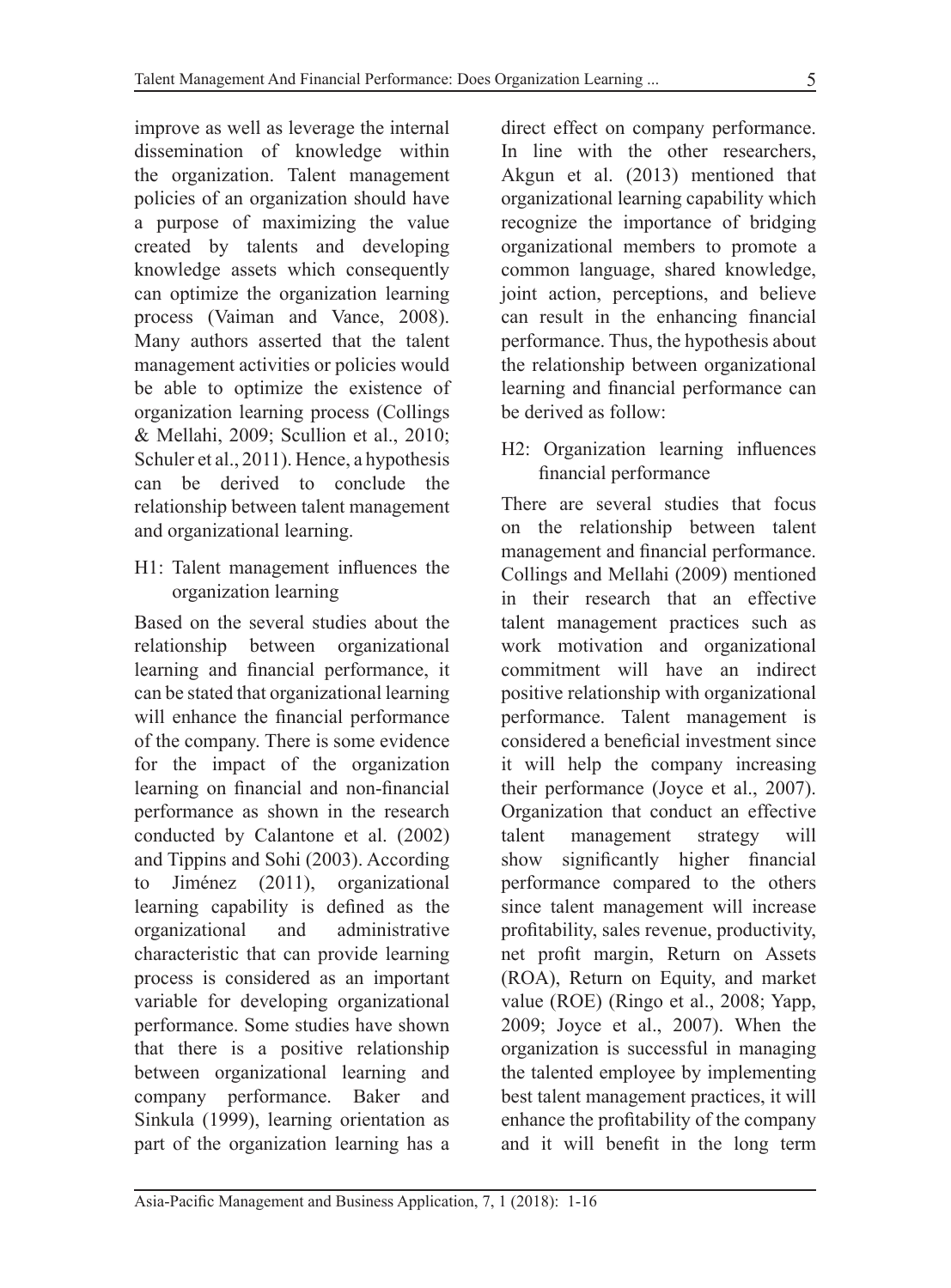improve as well as leverage the internal dissemination of knowledge within the organization. Talent management policies of an organization should have a purpose of maximizing the value created by talents and developing knowledge assets which consequently can optimize the organization learning process (Vaiman and Vance, 2008). Many authors asserted that the talent management activities or policies would be able to optimize the existence of organization learning process (Collings & Mellahi, 2009; Scullion et al., 2010; Schuler et al., 2011). Hence, a hypothesis can be derived to conclude the relationship between talent management and organizational learning.

H1: Talent management influences the organization learning

Based on the several studies about the relationship between organizational learning and financial performance, it can be stated that organizational learning will enhance the financial performance of the company. There is some evidence for the impact of the organization learning on financial and non-financial performance as shown in the research conducted by Calantone et al. (2002) and Tippins and Sohi (2003). According to Jiménez (2011), organizational learning capability is defined as the organizational and administrative characteristic that can provide learning process is considered as an important variable for developing organizational performance. Some studies have shown that there is a positive relationship between organizational learning and company performance. Baker and Sinkula (1999), learning orientation as part of the organization learning has a direct effect on company performance. In line with the other researchers, Akgun et al. (2013) mentioned that organizational learning capability which recognize the importance of bridging organizational members to promote a common language, shared knowledge, joint action, perceptions, and believe can result in the enhancing financial performance. Thus, the hypothesis about the relationship between organizational learning and financial performance can be derived as follow:

H2: Organization learning influences financial performance

There are several studies that focus on the relationship between talent management and financial performance. Collings and Mellahi (2009) mentioned in their research that an effective talent management practices such as work motivation and organizational commitment will have an indirect positive relationship with organizational performance. Talent management is considered a beneficial investment since it will help the company increasing their performance (Joyce et al., 2007). Organization that conduct an effective talent management strategy will show significantly higher financial performance compared to the others since talent management will increase profitability, sales revenue, productivity, net profit margin, Return on Assets (ROA), Return on Equity, and market value (ROE) (Ringo et al., 2008; Yapp, 2009; Joyce et al., 2007). When the organization is successful in managing the talented employee by implementing best talent management practices, it will enhance the profitability of the company and it will benefit in the long term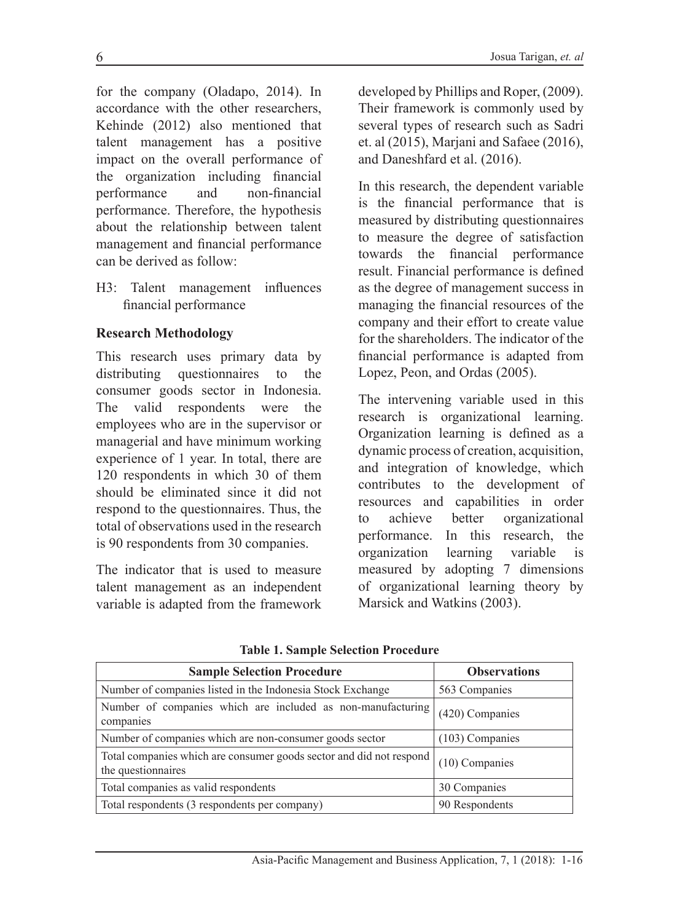for the company (Oladapo, 2014). In accordance with the other researchers, Kehinde (2012) also mentioned that talent management has a positive impact on the overall performance of the organization including financial performance and non-financial performance. Therefore, the hypothesis about the relationship between talent management and financial performance can be derived as follow:

H3: Talent management influences financial performance

### Research Methodology

This research uses primary data by distributing questionnaires to the consumer goods sector in Indonesia. The valid respondents were the employees who are in the supervisor or managerial and have minimum working experience of 1 year. In total, there are 120 respondents in which 30 of them should be eliminated since it did not respond to the questionnaires. Thus, the total of observations used in the research is 90 respondents from 30 companies.

The indicator that is used to measure talent management as an independent variable is adapted from the framework developed by Phillips and Roper, (2009). Their framework is commonly used by several types of research such as Sadri et. al (2015), Marjani and Safaee (2016), and Daneshfard et al. (2016).

In this research, the dependent variable is the financial performance that is measured by distributing questionnaires to measure the degree of satisfaction towards the financial performance result. Financial performance is defined as the degree of management success in managing the financial resources of the company and their effort to create value for the shareholders. The indicator of the financial performance is adapted from Lopez, Peon, and Ordas (2005).

The intervening variable used in this research is organizational learning. Organization learning is defined as a dynamic process of creation, acquisition, and integration of knowledge, which contributes to the development of resources and capabilities in order to achieve better organizational performance. In this research, the organization learning variable is measured by adopting 7 dimensions of organizational learning theory by Marsick and Watkins (2003).

**Table 1. Sample Selection Procedure**

| Sample Selection Procedure | Observations |
|---|---|
| Number of companies listed in the Indonesia Stock Exchange | 563 Companies |
| Number of companies which are included as non-manufacturing companies | (420) Companies |
| Number of companies which are non-consumer goods sector | (103) Companies |
| Total companies which are consumer goods sector and did not respond the questionnaires | (10) Companies |
| Total companies as valid respondents | 30 Companies |
| Total respondents (3 respondents per company) | 90 Respondents |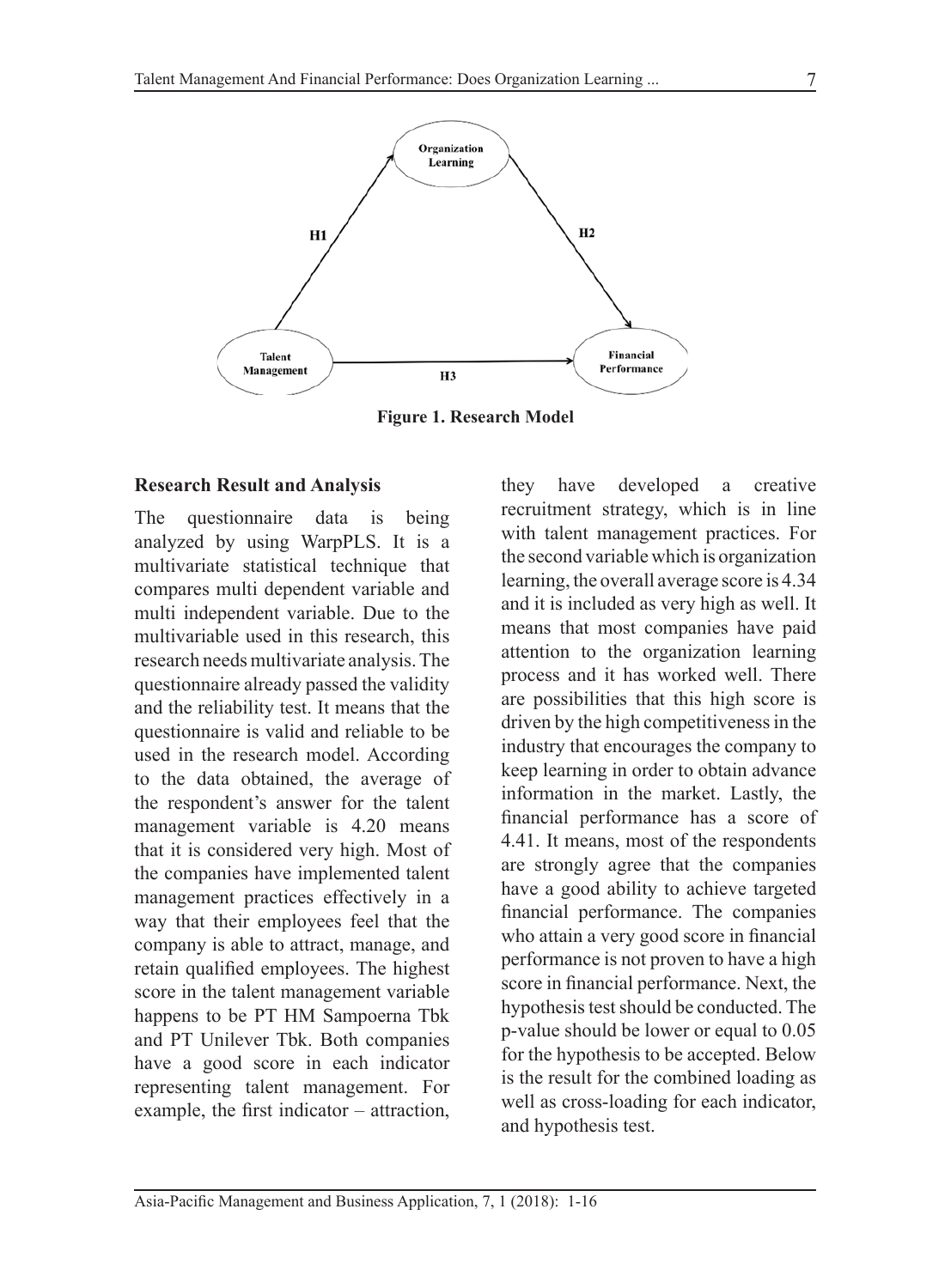Figure 1. Research Model

**Research Result and Analysis**

The questionnaire data is being analyzed by using WarpPLS. It is a multivariate statistical technique that compares multi dependent variable and multi independent variable. Due to the multivariable used in this research, this research needs multivariate analysis. The questionnaire already passed the validity and the reliability test. It means that the questionnaire is valid and reliable to be used in the research model. According to the data obtained, the average of the respondent's answer for the talent management variable is 4.20 means that it is considered very high. Most of the companies have implemented talent management practices effectively in a way that their employees feel that the company is able to attract, manage, and retain qualified employees. The highest score in the talent management variable happens to be PT HM Sampoerna Tbk and PT Unilever Tbk. Both companies have a good score in each indicator representing talent management. For example, the first indicator – attraction, they have developed a creative recruitment strategy, which is in line with talent management practices. For the second variable which is organization learning, the overall average score is 4.34 and it is included as very high as well. It means that most companies have paid attention to the organization learning process and it has worked well. There are possibilities that this high score is driven by the high competitiveness in the industry that encourages the company to keep learning in order to obtain advance information in the market. Lastly, the financial performance has a score of 4.41. It means, most of the respondents are strongly agree that the companies have a good ability to achieve targeted financial performance. The companies who attain a very good score in financial performance is not proven to have a high score in financial performance. Next, the hypothesis test should be conducted. The p-value should be lower or equal to 0.05 for the hypothesis to be accepted. Below is the result for the combined loading as well as cross-loading for each indicator, and hypothesis test.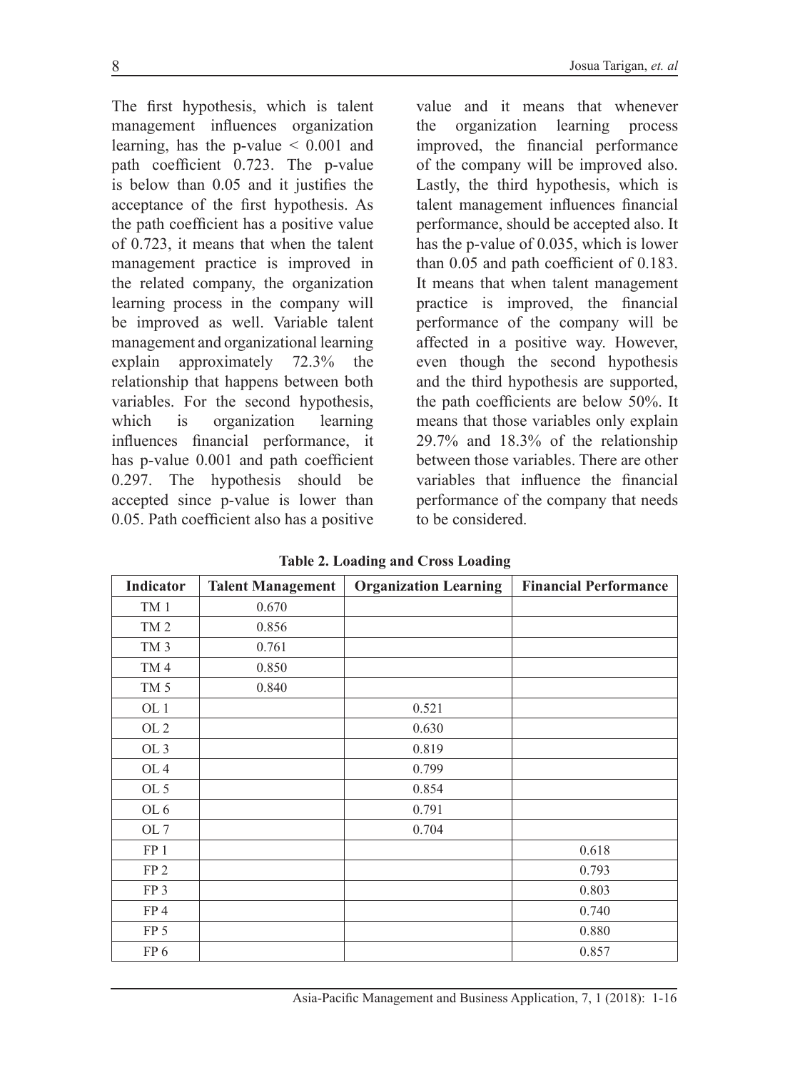The first hypothesis, which is talent management influences organization learning, has the p-value $< 0.001$ and path coefficient 0.723. The p-value is below than 0.05 and it justifies the acceptance of the first hypothesis. As the path coefficient has a positive value of 0.723, it means that when the talent management practice is improved in the related company, the organization learning process in the company will be improved as well. Variable talent management and organizational learning explain approximately 72.3% the relationship that happens between both variables. For the second hypothesis, which is organization learning influences financial performance, it has p-value 0.001 and path coefficient 0.297. The hypothesis should be accepted since p-value is lower than 0.05. Path coefficient also has a positive value and it means that whenever the organization learning process improved, the financial performance of the company will be improved also. Lastly, the third hypothesis, which is talent management influences financial performance, should be accepted also. It has the p-value of 0.035, which is lower than 0.05 and path coefficient of 0.183. It means that when talent management practice is improved, the financial performance of the company will be affected in a positive way. However, even though the second hypothesis and the third hypothesis are supported, the path coefficients are below 50%. It means that those variables only explain 29.7% and 18.3% of the relationship between those variables. There are other variables that influence the financial performance of the company that needs to be considered.

**Table 2. Loading and Cross Loading**

| Indicator | Talent Management | Organization Learning | Financial Performance |
|---|---|---|---|
| TM 1 | 0.670 | | |
| TM 2 | 0.856 | | |
| TM 3 | 0.761 | | |
| TM 4 | 0.850 | | |
| TM 5 | 0.840 | | |
| OL 1 | | 0.521 | |
| OL 2 | | 0.630 | |
| OL 3 | | 0.819 | |
| OL 4 | | 0.799 | |
| OL 5 | | 0.854 | |
| OL 6 | | 0.791 | |
| OL 7 | | 0.704 | |
| FP 1 | | | 0.618 |
| FP 2 | | | 0.793 |
| FP 3 | | | 0.803 |
| FP 4 | | | 0.740 |
| FP 5 | | | 0.880 |
| FP 6 | | | 0.857 |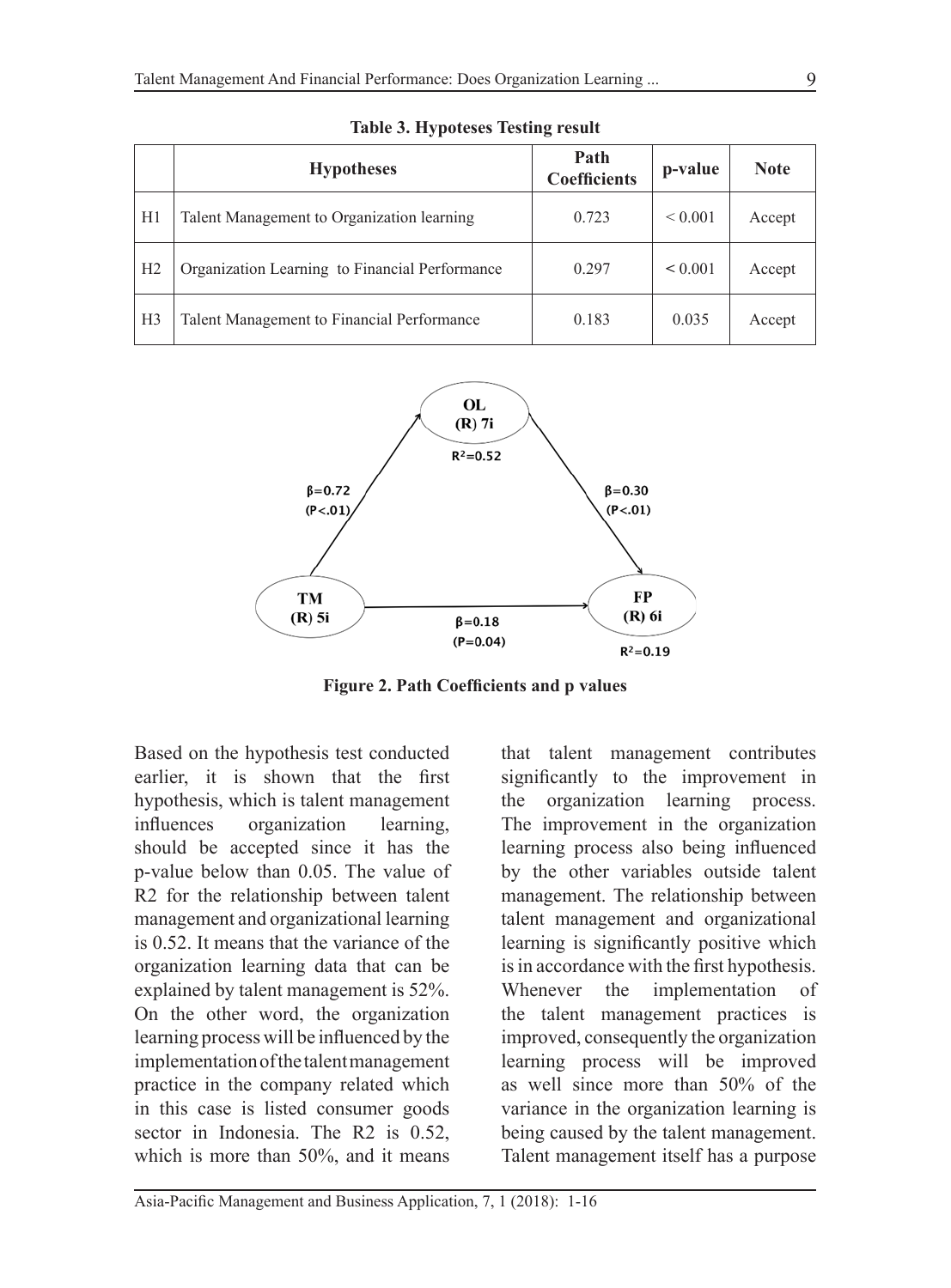**Table 3. Hypoteses Testing result**

| | Hypotheses | Path Coefficients | p-value | Note |
|---|---|---|---|---|
| H1 | Talent Management to Organization learning | 0.723 | < 0.001 | Accept |
| H2 | Organization Learning to Financial Performance | 0.297 | < 0.001 | Accept |
| H3 | Talent Management to Financial Performance | 0.183 | 0.035 | Accept |

**Figure 2. Path Coefficients and p values**

Based on the hypothesis test conducted earlier, it is shown that the first hypothesis, which is talent management influences organization learning, should be accepted since it has the p-value below than 0.05. The value of R2 for the relationship between talent management and organizational learning is 0.52. It means that the variance of the organization learning data that can be explained by talent management is 52%. On the other word, the organization learning process will be influenced by the implementation of the talent management practice in the company related which in this case is listed consumer goods sector in Indonesia. The R2 is 0.52, which is more than 50%, and it means that talent management contributes significantly to the improvement in the organization learning process. The improvement in the organization learning process also being influenced by the other variables outside talent management. The relationship between talent management and organizational learning is significantly positive which is in accordance with the first hypothesis. Whenever the implementation of the talent management practices is improved, consequently the organization learning process will be improved as well since more than 50% of the variance in the organization learning is being caused by the talent management. Talent management itself has a purpose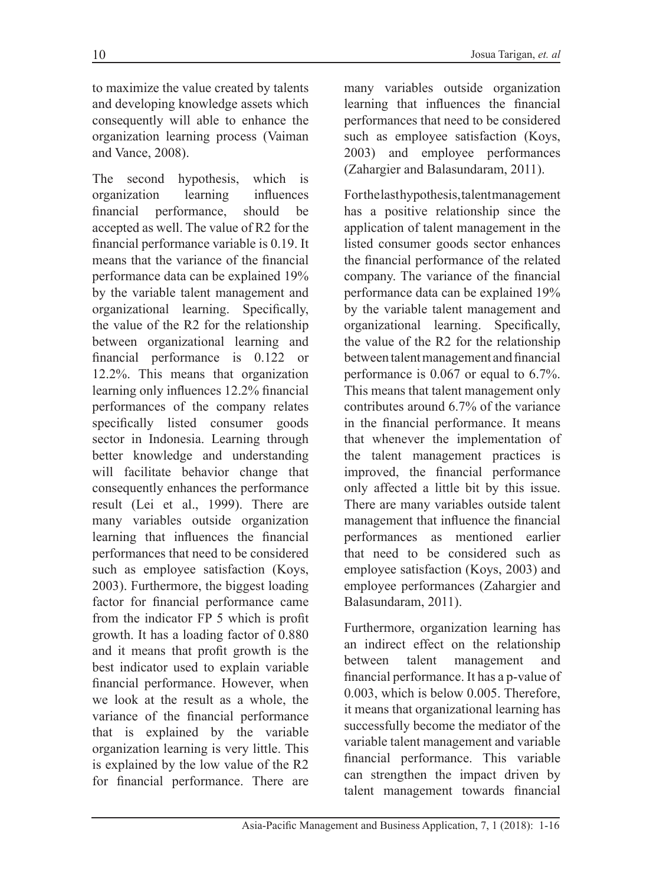to maximize the value created by talents and developing knowledge assets which consequently will able to enhance the organization learning process (Vaiman and Vance, 2008).

The second hypothesis, which is organization learning influences financial performance, should be accepted as well. The value of R2 for the financial performance variable is 0.19. It means that the variance of the financial performance data can be explained 19% by the variable talent management and organizational learning. Specifically, the value of the R2 for the relationship between organizational learning and financial performance is 0.122 or 12.2%. This means that organization learning only influences 12.2% financial performances of the company relates specifically listed consumer goods sector in Indonesia. Learning through better knowledge and understanding will facilitate behavior change that consequently enhances the performance result (Lei et al., 1999). There are many variables outside organization learning that influences the financial performances that need to be considered such as employee satisfaction (Koys, 2003). Furthermore, the biggest loading factor for financial performance came from the indicator FP 5 which is profit growth. It has a loading factor of 0.880 and it means that profit growth is the best indicator used to explain variable financial performance. However, when we look at the result as a whole, the variance of the financial performance that is explained by the variable organization learning is very little. This is explained by the low value of the R2 for financial performance. There are many variables outside organization learning that influences the financial performances that need to be considered such as employee satisfaction (Koys, 2003) and employee performances (Zahargier and Balasundaram, 2011).

For the last hypothesis, talent management has a positive relationship since the application of talent management in the listed consumer goods sector enhances the financial performance of the related company. The variance of the financial performance data can be explained 19% by the variable talent management and organizational learning. Specifically, the value of the R2 for the relationship between talent management and financial performance is 0.067 or equal to 6.7%. This means that talent management only contributes around 6.7% of the variance in the financial performance. It means that whenever the implementation of the talent management practices is improved, the financial performance only affected a little bit by this issue. There are many variables outside talent management that influence the financial performances as mentioned earlier that need to be considered such as employee satisfaction (Koys, 2003) and employee performances (Zahargier and Balasundaram, 2011).

Furthermore, organization learning has an indirect effect on the relationship between talent management and financial performance. It has a p-value of 0.003, which is below 0.005. Therefore, it means that organizational learning has successfully become the mediator of the variable talent management and variable financial performance. This variable can strengthen the impact driven by talent management towards financial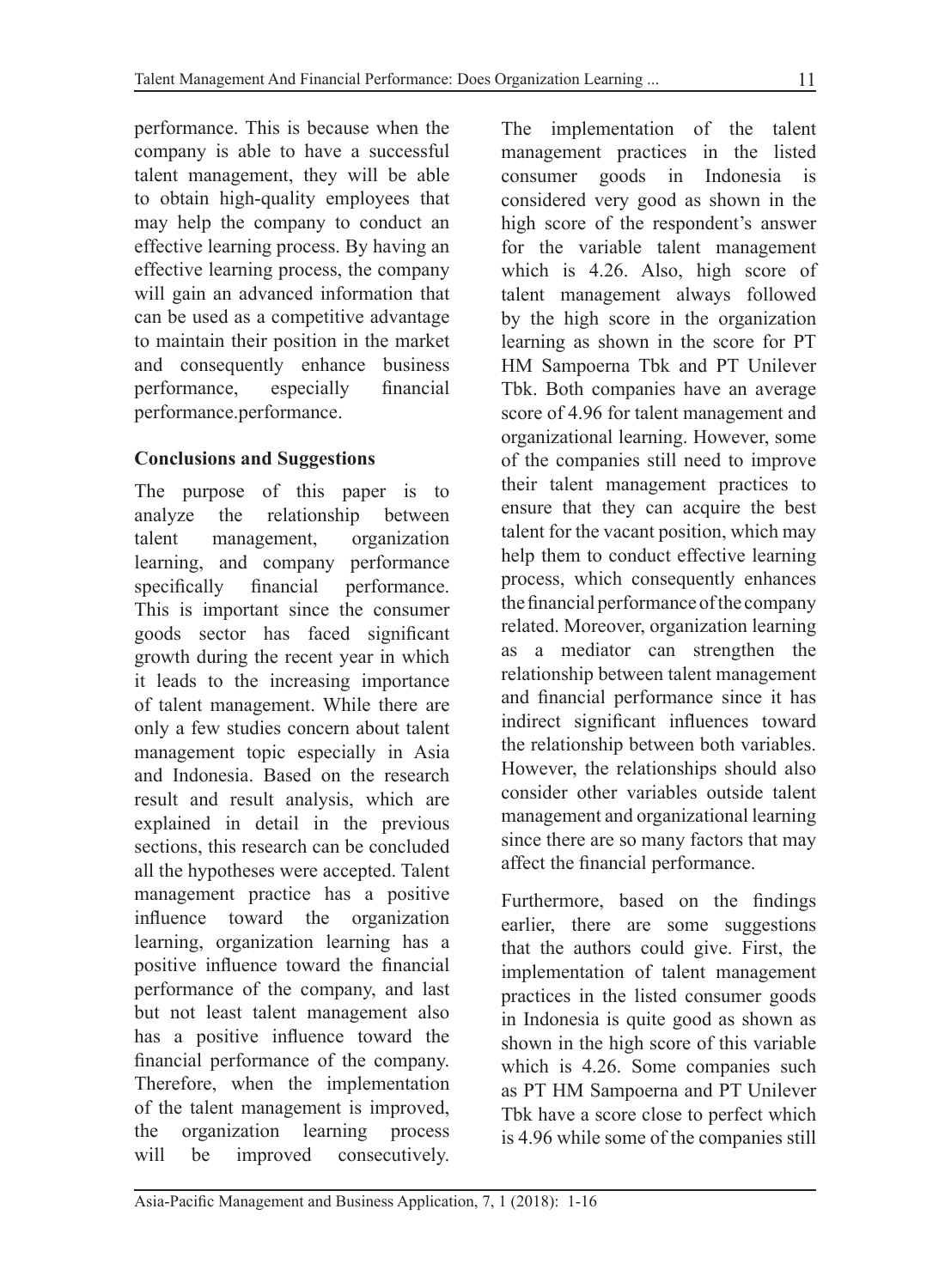performance. This is because when the company is able to have a successful talent management, they will be able to obtain high-quality employees that may help the company to conduct an effective learning process. By having an effective learning process, the company will gain an advanced information that can be used as a competitive advantage to maintain their position in the market and consequently enhance business performance, especially financial performance.performance.

## Conclusions and Suggestions

The purpose of this paper is to analyze the relationship between talent management, organization learning, and company performance specifically financial performance. This is important since the consumer goods sector has faced significant growth during the recent year in which it leads to the increasing importance of talent management. While there are only a few studies concern about talent management topic especially in Asia and Indonesia. Based on the research result and result analysis, which are explained in detail in the previous sections, this research can be concluded all the hypotheses were accepted. Talent management practice has a positive influence toward the organization learning, organization learning has a positive influence toward the financial performance of the company, and last but not least talent management also has a positive influence toward the financial performance of the company. Therefore, when the implementation of the talent management is improved, the organization learning process will be improved consecutively. The implementation of the talent management practices in the listed consumer goods in Indonesia is considered very good as shown in the high score of the respondent's answer for the variable talent management which is 4.26. Also, high score of talent management always followed by the high score in the organization learning as shown in the score for PT HM Sampoerna Tbk and PT Unilever Tbk. Both companies have an average score of 4.96 for talent management and organizational learning. However, some of the companies still need to improve their talent management practices to ensure that they can acquire the best talent for the vacant position, which may help them to conduct effective learning process, which consequently enhances the financial performance of the company related. Moreover, organization learning as a mediator can strengthen the relationship between talent management and financial performance since it has indirect significant influences toward the relationship between both variables. However, the relationships should also consider other variables outside talent management and organizational learning since there are so many factors that may affect the financial performance.

Furthermore, based on the findings earlier, there are some suggestions that the authors could give. First, the implementation of talent management practices in the listed consumer goods in Indonesia is quite good as shown as shown in the high score of this variable which is 4.26. Some companies such as PT HM Sampoerna and PT Unilever Tbk have a score close to perfect which is 4.96 while some of the companies still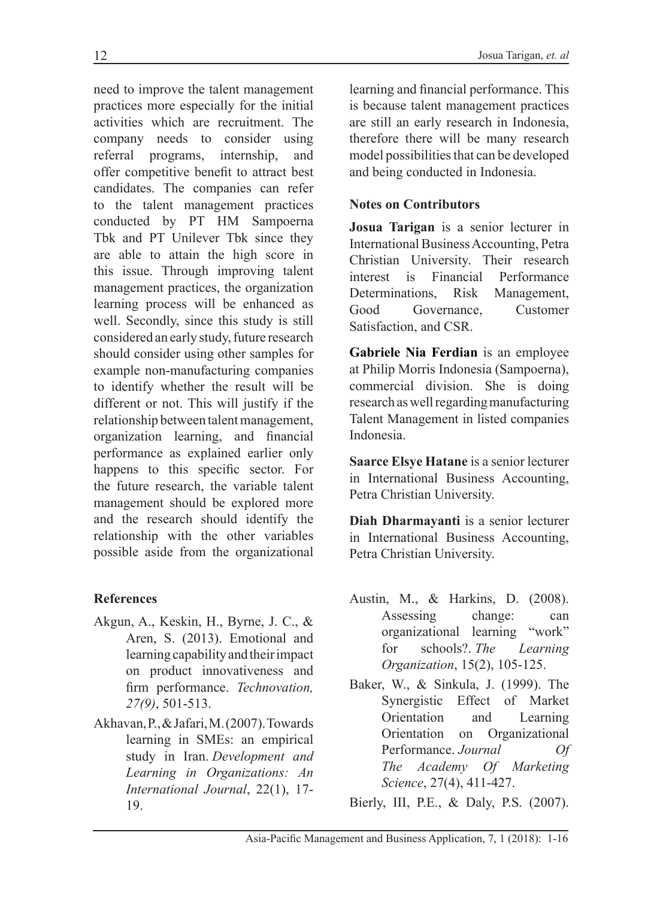need to improve the talent management practices more especially for the initial activities which are recruitment. The company needs to consider using referral programs, internship, and offer competitive benefit to attract best candidates. The companies can refer to the talent management practices conducted by PT HM Sampoerna Tbk and PT Unilever Tbk since they are able to attain the high score in this issue. Through improving talent management practices, the organization learning process will be enhanced as well. Secondly, since this study is still considered an early study, future research should consider using other samples for example non-manufacturing companies to identify whether the result will be different or not. This will justify if the relationship between talent management, organization learning, and financial performance as explained earlier only happens to this specific sector. For the future research, the variable talent management should be explored more and the research should identify the relationship with the other variables possible aside from the organizational learning and financial performance. This is because talent management practices are still an early research in Indonesia, therefore there will be many research model possibilities that can be developed and being conducted in Indonesia.

## Notes on Contributors

**Josua Tarigan** is a senior lecturer in International Business Accounting, Petra Christian University. Their research interest is Financial Performance Determinations, Risk Management, Good Governance, Customer Satisfaction, and CSR.

**Gabriele Nia Ferdian** is an employee at Philip Morris Indonesia (Sampoerna), commercial division. She is doing research as well regarding manufacturing Talent Management in listed companies Indonesia.

**Saarce Elsye Hatane** is a senior lecturer in International Business Accounting, Petra Christian University.

**Diah Dharmayanti** is a senior lecturer in International Business Accounting, Petra Christian University.

## References

Akgun, A., Keskin, H., Byrne, J. C., & Aren, S. (2013). Emotional and learning capability and their impact on product innovativeness and firm performance. *Technovation, 27(9)*, 501-513.

Akhavan, P., & Jafari, M. (2007). Towards learning in SMEs: an empirical study in Iran. *Development and Learning in Organizations: An International Journal*, 22(1), 17-19.

Austin, M., & Harkins, D. (2008). Assessing change: can organizational learning "work" for schools?. *The Learning Organization*, 15(2), 105-125.

Baker, W., & Sinkula, J. (1999). The Synergistic Effect of Market Orientation and Learning Orientation on Organizational Performance. *Journal Of The Academy Of Marketing Science*, 27(4), 411-427.

Bierly, III, P.E., & Daly, P.S. (2007).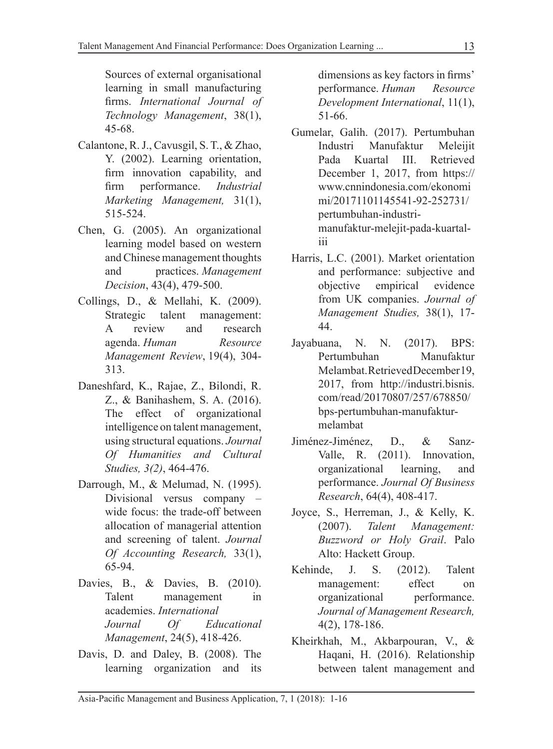Sources of external organisational learning in small manufacturing firms. *International Journal of Technology Management*, 38(1), 45-68.

Calantone, R. J., Cavusgil, S. T., & Zhao, Y. (2002). Learning orientation, firm innovation capability, and firm performance. *Industrial Marketing Management,* 31(1), 515-524.

Chen, G. (2005). An organizational learning model based on western and Chinese management thoughts and practices. *Management Decision*, 43(4), 479-500.

Collings, D., & Mellahi, K. (2009). Strategic talent management: A review and research agenda. *Human Resource Management Review*, 19(4), 304-313.

Daneshfard, K., Rajae, Z., Bilondi, R. Z., & Banihashem, S. A. (2016). The effect of organizational intelligence on talent management, using structural equations. *Journal Of Humanities and Cultural Studies, 3(2)*, 464-476.

Darrough, M., & Melumad, N. (1995). Divisional versus company – wide focus: the trade-off between allocation of managerial attention and screening of talent. *Journal Of Accounting Research,* 33(1), 65-94.

Davies, B., & Davies, B. (2010). Talent management in academies. *International Journal Of Educational Management*, 24(5), 418-426.

Davis, D. and Daley, B. (2008). The learning organization and its dimensions as key factors in firms' performance. *Human Resource Development International*, 11(1), 51-66.

Gumelar, Galih. (2017). Pertumbuhan Industri Manufaktur Meleijit Pada Kuartal III. Retrieved December 1, 2017, from https://www.cnnindonesia.com/ekonomimi/20171101145541-92-252731/pertumbuhan-industri-manufaktur-melejit-pada-kuartal-iii

Harris, L.C. (2001). Market orientation and performance: subjective and objective empirical evidence from UK companies. *Journal of Management Studies,* 38(1), 17-44.

Jayabuana, N. N. (2017). BPS: Pertumbuhan Manufaktur Melambat. Retrieved December 19, 2017, from http://industri.bisnis.com/read/20170807/257/678850/bps-pertumbuhan-manufaktur-melambat

Jiménez-Jiménez, D., & Sanz-Valle, R. (2011). Innovation, organizational learning, and performance. *Journal Of Business Research*, 64(4), 408-417.

Joyce, S., Herreman, J., & Kelly, K. (2007). *Talent Management: Buzzword or Holy Grail*. Palo Alto: Hackett Group.

Kehinde, J. S. (2012). Talent management: effect on organizational performance. *Journal of Management Research,* 4(2), 178-186.

Kheirkhah, M., Akbarpouran, V., & Haqani, H. (2016). Relationship between talent management and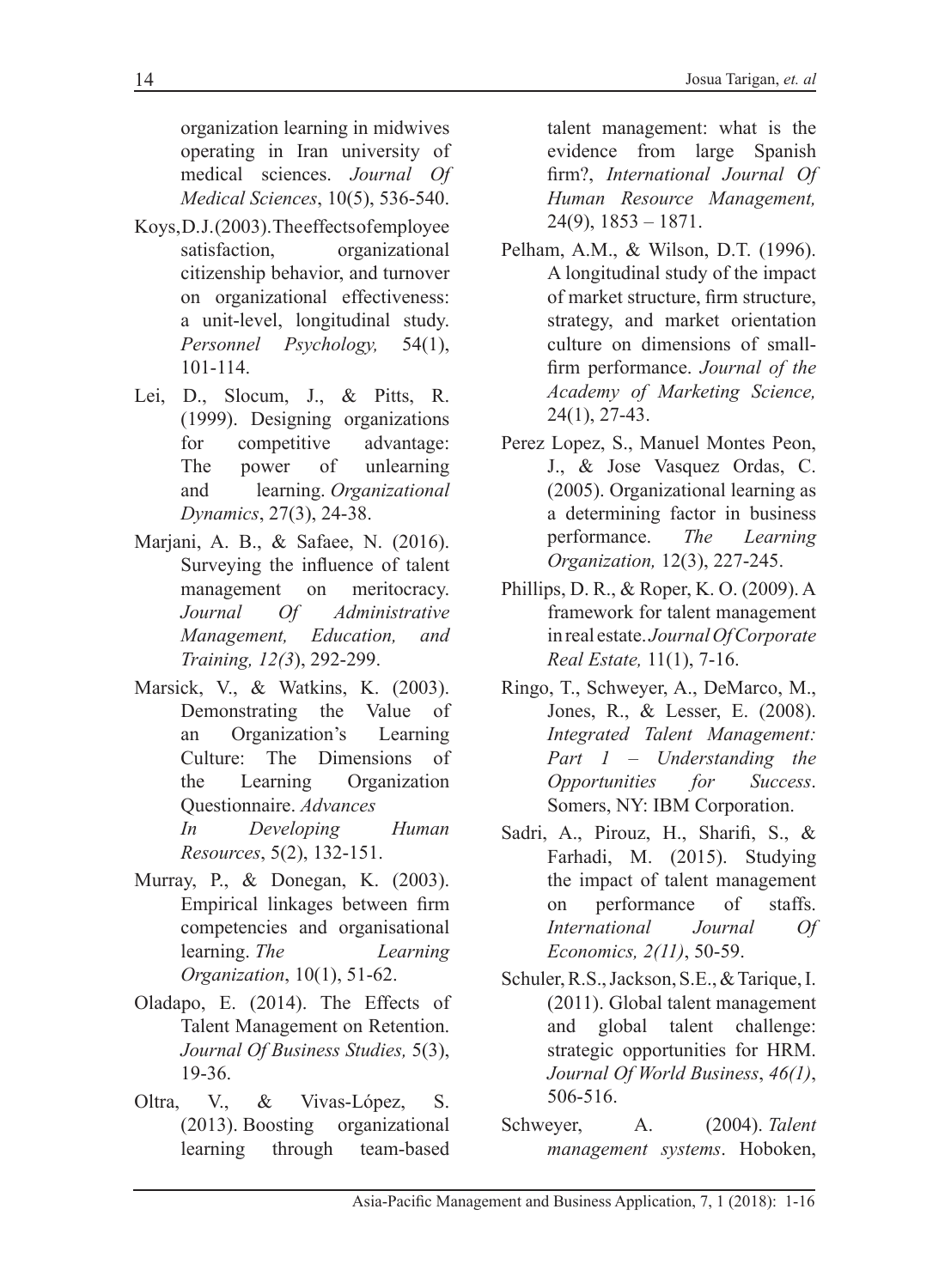organization learning in midwives operating in Iran university of medical sciences. *Journal Of Medical Sciences*, 10(5), 536-540.

Koys, D.J. (2003). The effects of employee satisfaction, organizational citizenship behavior, and turnover on organizational effectiveness: a unit-level, longitudinal study. *Personnel Psychology,* 54(1), 101-114.

Lei, D., Slocum, J., & Pitts, R. (1999). Designing organizations for competitive advantage: The power of unlearning and learning. *Organizational Dynamics*, 27(3), 24-38.

Marjani, A. B., & Safaee, N. (2016). Surveying the influence of talent management on meritocracy. *Journal Of Administrative Management, Education, and Training, 12(3*), 292-299.

Marsick, V., & Watkins, K. (2003). Demonstrating the Value of an Organization's Learning Culture: The Dimensions of the Learning Organization Questionnaire. *Advances In Developing Human Resources*, 5(2), 132-151.

Murray, P., & Donegan, K. (2003). Empirical linkages between firm competencies and organisational learning. *The Learning Organization*, 10(1), 51-62.

Oladapo, E. (2014). The Effects of Talent Management on Retention. *Journal Of Business Studies,* 5(3), 19-36.

Oltra, V., & Vivas-López, S. (2013). Boosting organizational learning through team-based talent management: what is the evidence from large Spanish firm?, *International Journal Of Human Resource Management,* 24(9), 1853 – 1871.

Pelham, A.M., & Wilson, D.T. (1996). A longitudinal study of the impact of market structure, firm structure, strategy, and market orientation culture on dimensions of small-firm performance. *Journal of the Academy of Marketing Science,* 24(1), 27-43.

Perez Lopez, S., Manuel Montes Peon, J., & Jose Vasquez Ordas, C. (2005). Organizational learning as a determining factor in business performance. *The Learning Organization,* 12(3), 227-245.

Phillips, D. R., & Roper, K. O. (2009). A framework for talent management in real estate. *Journal Of Corporate Real Estate,* 11(1), 7-16.

Ringo, T., Schweyer, A., DeMarco, M., Jones, R., & Lesser, E. (2008). *Integrated Talent Management: Part 1 – Understanding the Opportunities for Success*. Somers, NY: IBM Corporation.

Sadri, A., Pirouz, H., Sharifi, S., & Farhadi, M. (2015). Studying the impact of talent management on performance of staffs. *International Journal Of Economics, 2(11)*, 50-59.

Schuler, R.S., Jackson, S.E., & Tarique, I. (2011). Global talent management and global talent challenge: strategic opportunities for HRM. *Journal Of World Business*, *46(1)*, 506-516.

Schweyer, A. (2004). *Talent management systems*. Hoboken,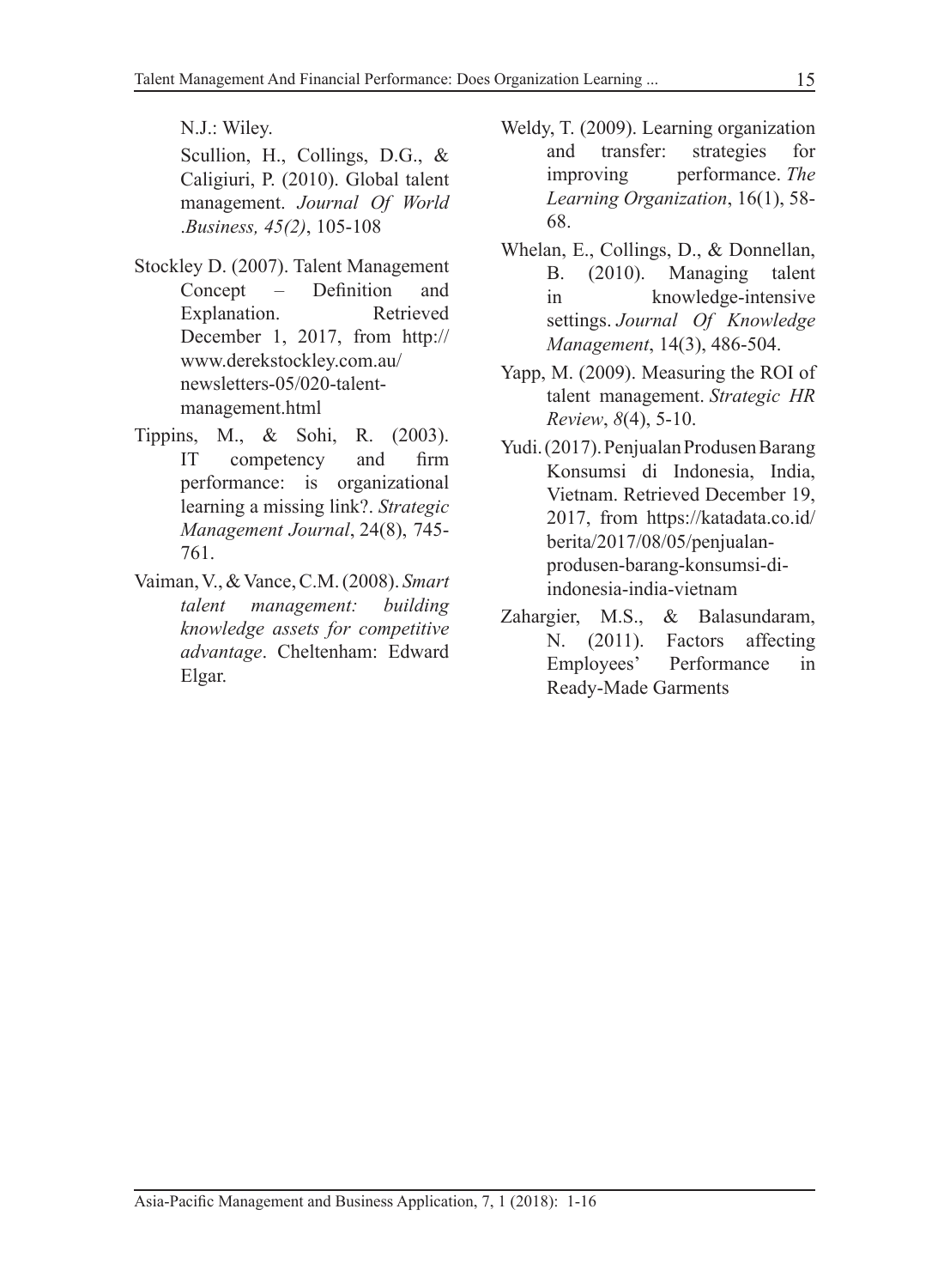N.J.: Wiley.

Scullion, H., Collings, D.G., & Caligiuri, P. (2010). Global talent management. *Journal Of World .Business, 45(2)*, 105-108

Stockley D. (2007). Talent Management Concept – Definition and Explanation. Retrieved December 1, 2017, from http://www.derekstockley.com.au/newsletters-05/020-talent-management.html

Tippins, M., & Sohi, R. (2003). IT competency and firm performance: is organizational learning a missing link?. *Strategic Management Journal*, 24(8), 745-761.

Vaiman, V., & Vance, C.M. (2008). *Smart talent management: building knowledge assets for competitive advantage*. Cheltenham: Edward Elgar.

Weldy, T. (2009). Learning organization and transfer: strategies for improving performance. *The Learning Organization*, 16(1), 58-68.

Whelan, E., Collings, D., & Donnellan, B. (2010). Managing talent in knowledge-intensive settings. *Journal Of Knowledge Management*, 14(3), 486-504.

Yapp, M. (2009). Measuring the ROI of talent management. *Strategic HR Review*, *8*(4), 5-10.

Yudi. (2017). Penjualan Produsen Barang Konsumsi di Indonesia, India, Vietnam. Retrieved December 19, 2017, from https://katadata.co.id/berita/2017/08/05/penjualan-produsen-barang-konsumsi-di-indonesia-india-vietnam

Zahargier, M.S., & Balasundaram, N. (2011). Factors affecting Employees' Performance in Ready-Made Garments